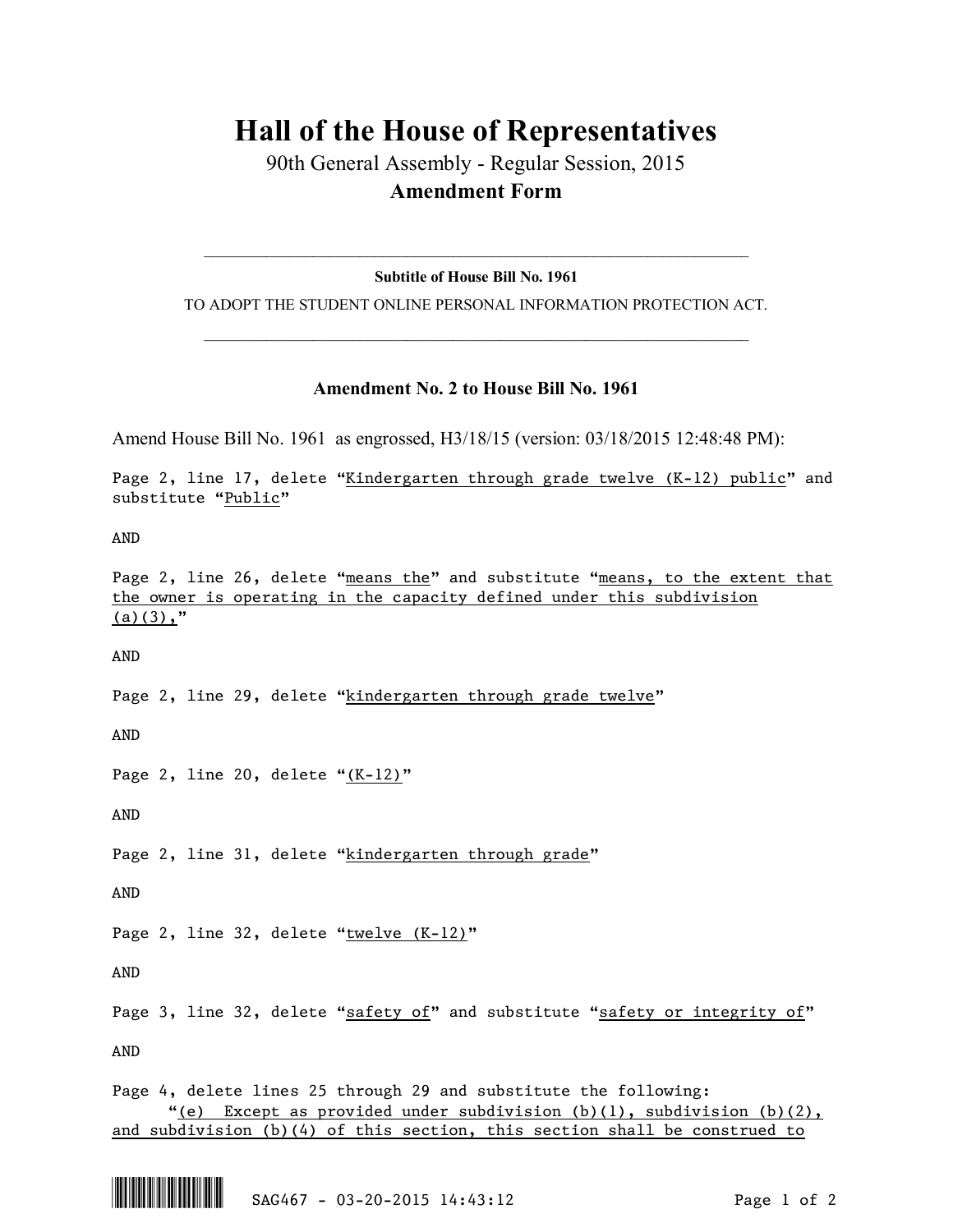# Hall of the House of Representatives

90th General Assembly - Regular Session, 2015

**Amendment Form**

---

**Subtitle of House Bill No. 1961**

TO ADOPT THE STUDENT ONLINE PERSONAL INFORMATION PROTECTION ACT.

---

### Amendment No. 2 to House Bill No. 1961

Amend House Bill No. 1961 as engrossed, H3/18/15 (version: 03/18/2015 12:48:48 PM):

Page 2, line 17, delete "Kindergarten through grade twelve (K-12) public" and substitute "Public"

AND

Page 2, line 26, delete "means the" and substitute "means, to the extent that the owner is operating in the capacity defined under this subdivision (a)(3),"

AND

Page 2, line 29, delete "kindergarten through grade twelve"

AND

Page 2, line 20, delete "(K-12)"

AND

Page 2, line 31, delete "kindergarten through grade"

AND

Page 2, line 32, delete "twelve (K-12)"

AND

Page 3, line 32, delete "safety of" and substitute "safety or integrity of"

AND

Page 4, delete lines 25 through 29 and substitute the following:

"(e) Except as provided under subdivision (b)(1), subdivision (b)(2), and subdivision (b)(4) of this section, this section shall be construed to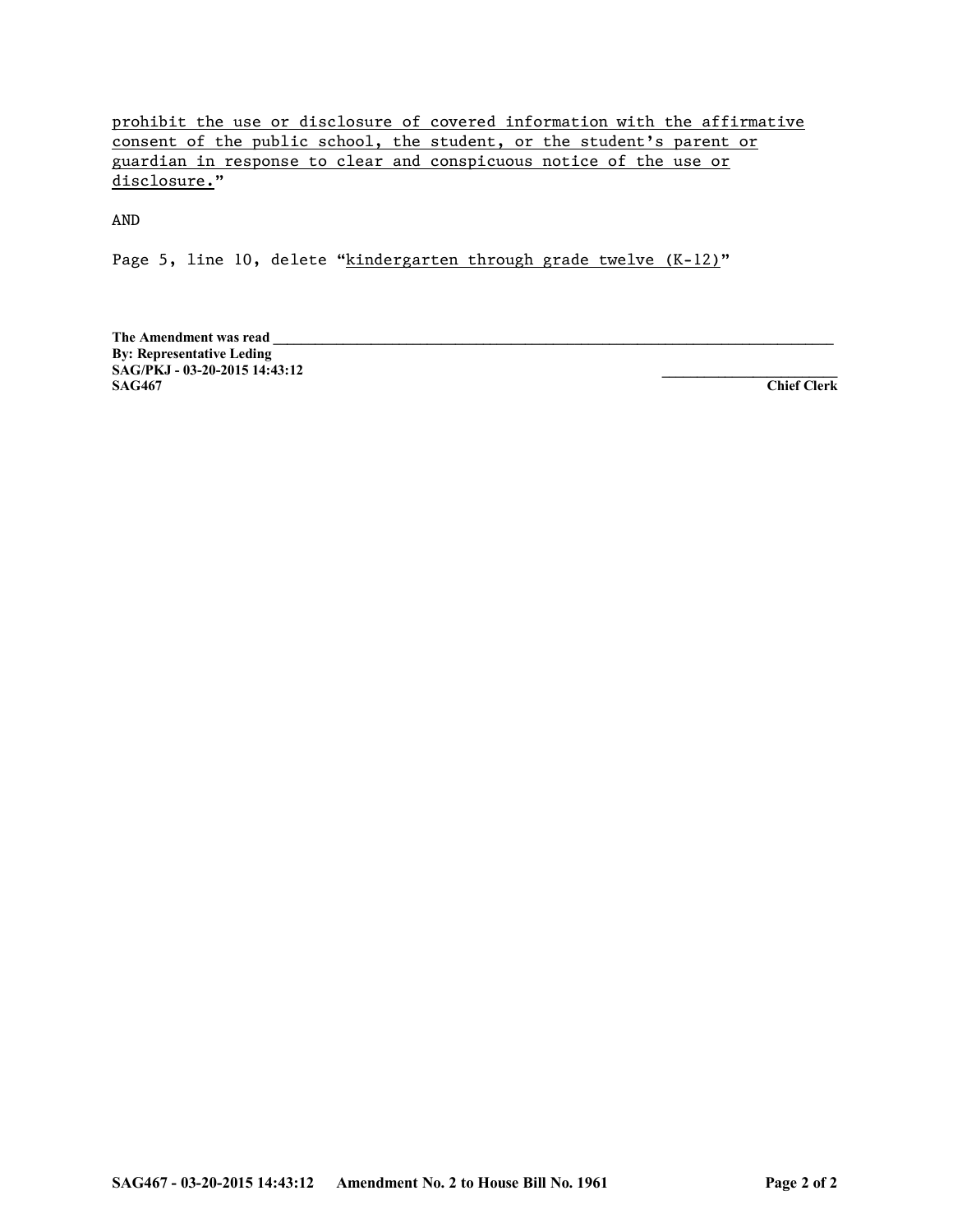<u>prohibit the use or disclosure of covered information with the affirmative consent of the public school, the student, or the student's parent or guardian in response to clear and conspicuous notice of the use or disclosure.</u>"

AND

Page 5, line 10, delete "<u>kindergarten through grade twelve (K-12)</u>"

**The Amendment was read** ____________________________________________
**By: Representative Leding**
**SAG/PKJ - 03-20-2015 14:43:12**
**SAG467**

____________________
**Chief Clerk**